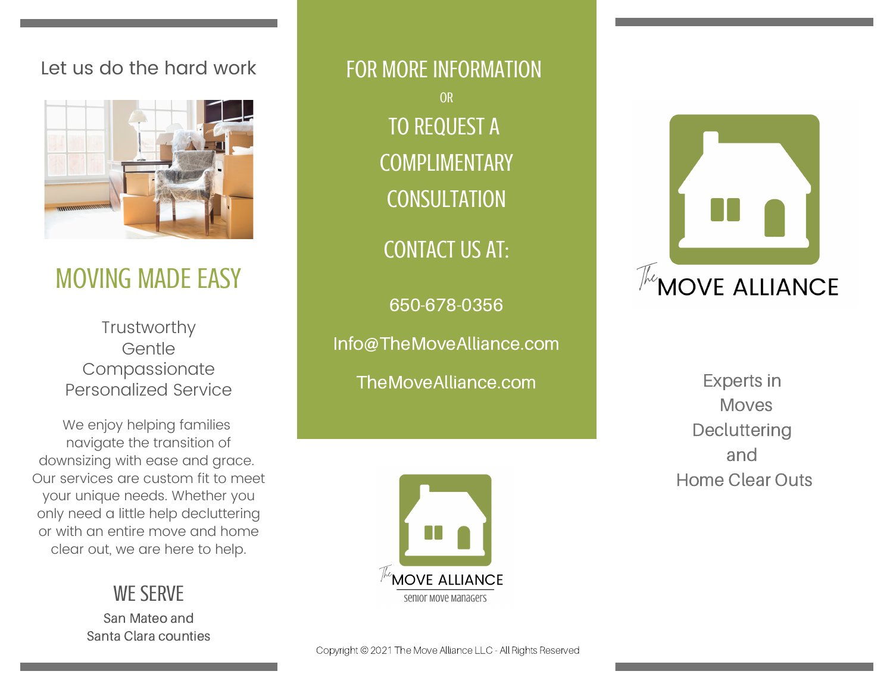Let us do the hard work

## MOVING MADE EASY

Trustworthy
Gentle
Compassionate
Personalized Service

We enjoy helping families navigate the transition of downsizing with ease and grace. Our services are custom fit to meet your unique needs. Whether you only need a little help decluttering or with an entire move and home clear out, we are here to help.

## WE SERVE

San Mateo and
Santa Clara counties

## FOR MORE INFORMATION

OR

## TO REQUEST A COMPLIMENTARY CONSULTATION

## CONTACT US AT:

650-678-0356

Info@TheMoveAlliance.com

TheMoveAlliance.com

The MOVE ALLIANCE
Senior Move Managers

Copyright © 2021 The Move Alliance LLC - All Rights Reserved

The MOVE ALLIANCE

Experts in
Moves
Decluttering
and
Home Clear Outs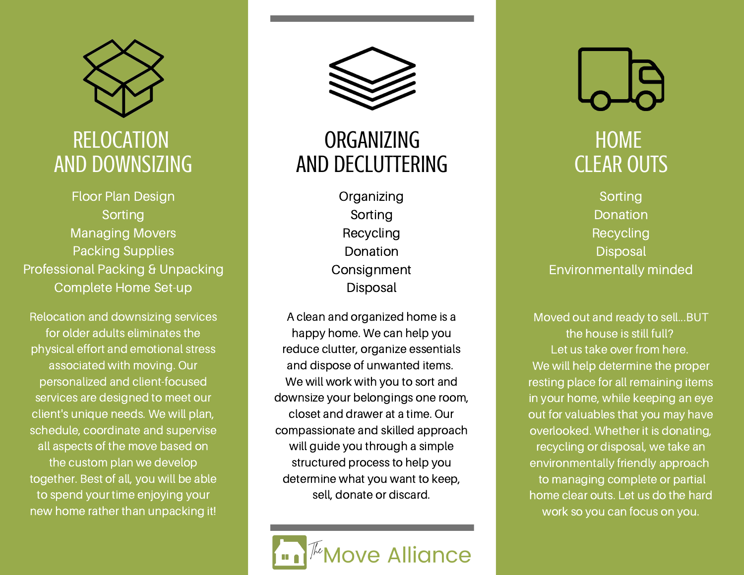## RELOCATION AND DOWNSIZING

Floor Plan Design
Sorting
Managing Movers
Packing Supplies
Professional Packing & Unpacking
Complete Home Set-up

Relocation and downsizing services for older adults eliminates the physical effort and emotional stress associated with moving. Our personalized and client-focused services are designed to meet our client's unique needs. We will plan, schedule, coordinate and supervise all aspects of the move based on the custom plan we develop together. Best of all, you will be able to spend your time enjoying your new home rather than unpacking it!

## ORGANIZING AND DECLUTTERING

Organizing
Sorting
Recycling
Donation
Consignment
Disposal

A clean and organized home is a happy home. We can help you reduce clutter, organize essentials and dispose of unwanted items. We will work with you to sort and downsize your belongings one room, closet and drawer at a time. Our compassionate and skilled approach will guide you through a simple structured process to help you determine what you want to keep, sell, donate or discard.

## HOME CLEAR OUTS

Sorting
Donation
Recycling
Disposal
Environmentally minded

Moved out and ready to sell...BUT the house is still full?
Let us take over from here.
We will help determine the proper resting place for all remaining items in your home, while keeping an eye out for valuables that you may have overlooked. Whether it is donating, recycling or disposal, we take an environmentally friendly approach to managing complete or partial home clear outs. Let us do the hard work so you can focus on you.

The Move Alliance